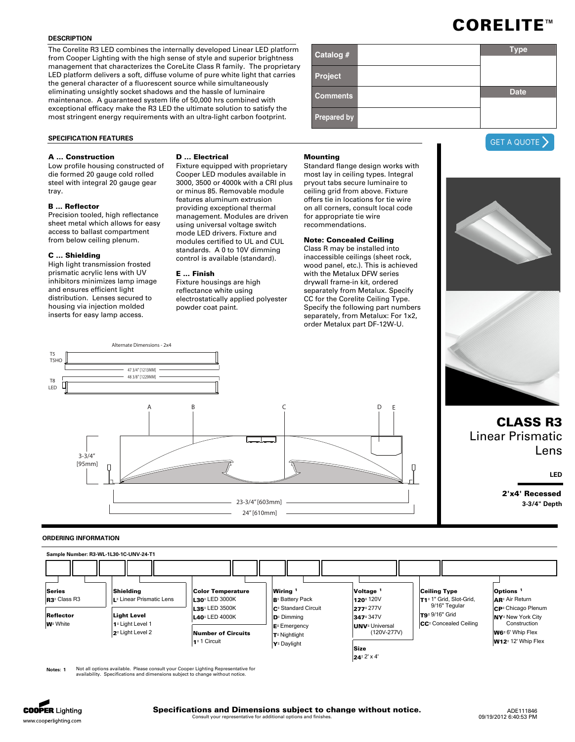# CORELITE™

## DESCRIPTION

The Corelite R3 LED combines the internally developed Linear LED platform from Cooper Lighting with the high sense of style and superior brightness management that characterizes the CoreLite Class R family. The proprietary LED platform delivers a soft, diffuse volume of pure white light that carries the general character of a fluorescent source while simultaneously eliminating unsightly socket shadows and the hassle of luminaire maintenance. A guaranteed system life of 50,000 hrs combined with exceptional efficacy make the R3 LED the ultimate solution to satisfy the most stringent energy requirements with an ultra-light carbon footprint.

| Catalog # | | Type |
|---|---|---|
| Project | | |
| Comments | | Date |
| Prepared by | | |

GET A QUOTE

## SPECIFICATION FEATURES

**A ... Construction**
Low profile housing constructed of die formed 20 gauge cold rolled steel with integral 20 gauge gear tray.

**B ... Reflector**
Precision tooled, high reflectance sheet metal which allows for easy access to ballast compartment from below ceiling plenum.

**C ... Shielding**
High light transmission frosted prismatic acrylic lens with UV inhibitors minimizes lamp image and ensures efficient light distribution. Lenses secured to housing via injection molded inserts for easy lamp access.

**D ... Electrical**
Fixture equipped with proprietary Cooper LED modules available in 3000, 3500 or 4000k with a CRI plus or minus 85. Removable module features aluminum extrusion providing exceptional thermal management. Modules are driven using universal voltage switch mode LED drivers. Fixture and modules certified to UL and CUL standards. A 0 to 10V dimming control is available (standard).

**E ... Finish**
Fixture housings are high reflectance white using electrostatically applied polyester powder coat paint.

**Mounting**
Standard flange design works with most lay in ceiling types. Integral pryout tabs secure luminaire to ceiling grid from above. Fixture offers tie in locations for tie wire on all corners, consult local code for appropriate tie wire recommendations.

**Note: Concealed Ceiling**
Class R may be installed into inaccessible ceilings (sheet rock, wood panel, etc.). This is achieved with the Metalux DFW series drywall frame-in kit, ordered separately from Metalux. Specify CC for the Corelite Ceiling Type. Specify the following part numbers separately, from Metalux: For 1x2, order Metalux part DF-12W-U.

Alternate Dimensions - 2x4

T5 / T5HO: 47 3/4" [1213MM]

T8 / LED: 48 3/8" [1229MM]

A B C D E

3-3/4" [95mm]

23-3/4" [603mm]

24" [610mm]

## CLASS R3
Linear Prismatic Lens

**LED**

**2'x4' Recessed**
**3-3/4" Depth**

## ORDERING INFORMATION

**Sample Number: R3-WL-1L30-1C-UNV-24-T1**

**Series**
**R3**= Class R3

**Reflector**
**W**= White

**Shielding**
**L**= Linear Prismatic Lens

**Light Level**
**1**= Light Level 1
**2**= Light Level 2

**Color Temperature**
**L30**= LED 3000K
**L35**= LED 3500K
**L40**= LED 4000K

**Number of Circuits**
**1**= 1 Circuit

**Wiring** [1]
**B**= Battery Pack
**C**= Standard Circuit
**D**= Dimming
**E**= Emergency
**T**= Nightlight
**Y**= Daylight

**Voltage** [1]
**120**= 120V
**277**= 277V
**347**= 347V
**UNV**= Universal (120V-277V)

**Size**
**24**= 2' x 4'

**Ceiling Type**
**T1**= 1" Grid, Slot-Grid, 9/16" Tegular
**T9**= 9/16" Grid
**CC**= Concealed Ceiling

**Options** [1]
**AR**= Air Return
**CP**= Chicago Plenum
**NY**= New York City Construction
**W6**= 6' Whip Flex
**W12**= 12' Whip Flex

**Notes: 1** Not all options available. Please consult your Cooper Lighting Representative for availability. Specifications and dimensions subject to change without notice.

COOPER Lighting
www.cooperlighting.com

**Specifications and Dimensions subject to change without notice.**
Consult your representative for additional options and finishes.

ADE111846
09/19/2012 6:40:53 PM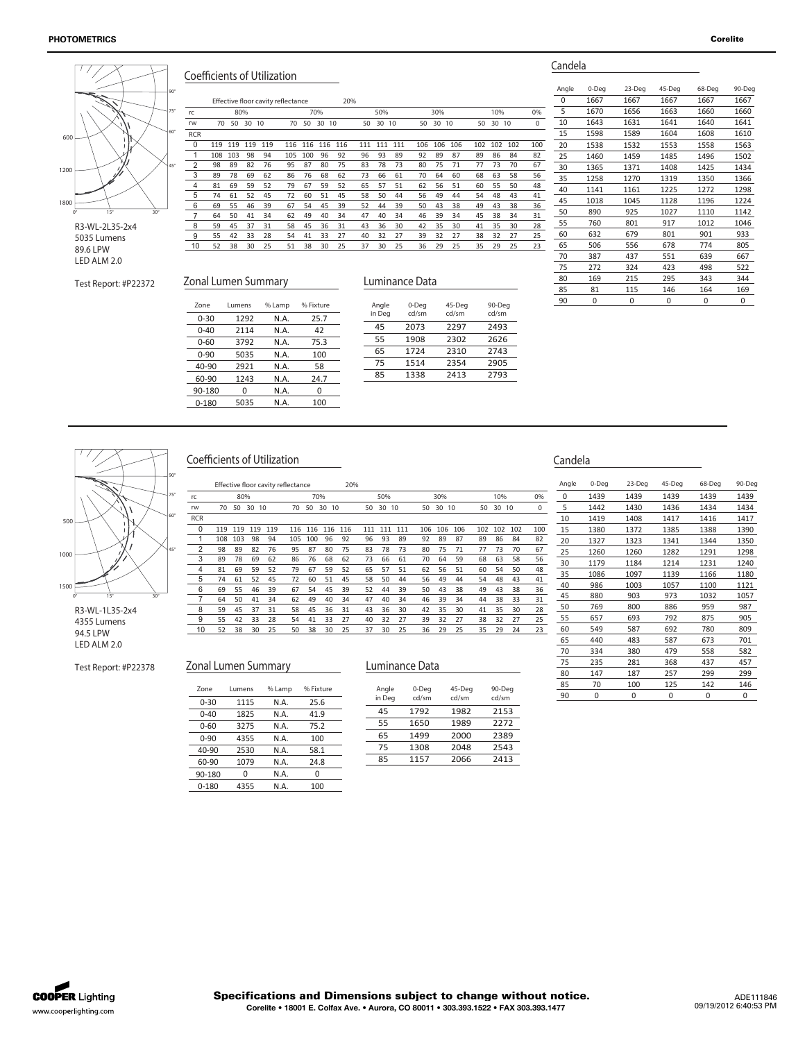R3-WL-2L35-2x4
5035 Lumens
89.6 LPW
LED ALM 2.0

Test Report: #P22372

## Coefficients of Utilization

Effective floor cavity reflectance 20%

| rc | 80% | | | | 70% | | | | 50% | | | 30% | | | 10% | | | 0% |
|---|---|---|---|---|---|---|---|---|---|---|---|---|---|---|---|---|---|---|
| rw | 70 | 50 | 30 | 10 | 70 | 50 | 30 | 10 | 50 | 30 | 10 | 50 | 30 | 10 | 50 | 30 | 10 | 0 |
| RCR | | | | | | | | | | | | | | | | | | |
| 0 | 119 | 119 | 119 | 119 | 116 | 116 | 116 | 116 | 111 | 111 | 111 | 106 | 106 | 106 | 102 | 102 | 102 | 100 |
| 1 | 108 | 103 | 98 | 94 | 105 | 100 | 96 | 92 | 96 | 93 | 89 | 92 | 89 | 87 | 89 | 86 | 84 | 82 |
| 2 | 98 | 89 | 82 | 76 | 95 | 87 | 80 | 75 | 83 | 78 | 73 | 80 | 75 | 71 | 77 | 73 | 70 | 67 |
| 3 | 89 | 78 | 69 | 62 | 86 | 76 | 68 | 62 | 73 | 66 | 61 | 70 | 64 | 60 | 68 | 63 | 58 | 56 |
| 4 | 81 | 69 | 59 | 52 | 79 | 67 | 59 | 52 | 65 | 57 | 51 | 62 | 56 | 51 | 60 | 55 | 50 | 48 |
| 5 | 74 | 61 | 52 | 45 | 72 | 60 | 51 | 45 | 58 | 50 | 44 | 56 | 49 | 44 | 54 | 48 | 43 | 41 |
| 6 | 69 | 55 | 46 | 39 | 67 | 54 | 45 | 39 | 52 | 44 | 39 | 50 | 43 | 38 | 49 | 43 | 38 | 36 |
| 7 | 64 | 50 | 41 | 34 | 62 | 49 | 40 | 34 | 47 | 40 | 34 | 46 | 39 | 34 | 45 | 38 | 34 | 31 |
| 8 | 59 | 45 | 37 | 31 | 58 | 45 | 36 | 31 | 43 | 36 | 30 | 42 | 35 | 30 | 41 | 35 | 30 | 28 |
| 9 | 55 | 42 | 33 | 28 | 54 | 41 | 33 | 27 | 40 | 32 | 27 | 39 | 32 | 27 | 38 | 32 | 27 | 25 |
| 10 | 52 | 38 | 30 | 25 | 51 | 38 | 30 | 25 | 37 | 30 | 25 | 36 | 29 | 25 | 35 | 29 | 25 | 23 |

## Candela

| Angle | 0-Deg | 23-Deg | 45-Deg | 68-Deg | 90-Deg |
|---|---|---|---|---|---|
| 0 | 1667 | 1667 | 1667 | 1667 | 1667 |
| 5 | 1670 | 1656 | 1663 | 1660 | 1660 |
| 10 | 1643 | 1631 | 1641 | 1640 | 1641 |
| 15 | 1598 | 1589 | 1604 | 1608 | 1610 |
| 20 | 1538 | 1532 | 1553 | 1558 | 1563 |
| 25 | 1460 | 1459 | 1485 | 1496 | 1502 |
| 30 | 1365 | 1371 | 1408 | 1425 | 1434 |
| 35 | 1258 | 1270 | 1319 | 1350 | 1366 |
| 40 | 1141 | 1161 | 1225 | 1272 | 1298 |
| 45 | 1018 | 1045 | 1128 | 1196 | 1224 |
| 50 | 890 | 925 | 1027 | 1110 | 1142 |
| 55 | 760 | 801 | 917 | 1012 | 1046 |
| 60 | 632 | 679 | 801 | 901 | 933 |
| 65 | 506 | 556 | 678 | 774 | 805 |
| 70 | 387 | 437 | 551 | 639 | 667 |
| 75 | 272 | 324 | 423 | 498 | 522 |
| 80 | 169 | 215 | 295 | 343 | 344 |
| 85 | 81 | 115 | 146 | 164 | 169 |
| 90 | 0 | 0 | 0 | 0 | 0 |

## Zonal Lumen Summary

| Zone | Lumens | % Lamp | % Fixture |
|---|---|---|---|
| 0-30 | 1292 | N.A. | 25.7 |
| 0-40 | 2114 | N.A. | 42 |
| 0-60 | 3792 | N.A. | 75.3 |
| 0-90 | 5035 | N.A. | 100 |
| 40-90 | 2921 | N.A. | 58 |
| 60-90 | 1243 | N.A. | 24.7 |
| 90-180 | 0 | N.A. | 0 |
| 0-180 | 5035 | N.A. | 100 |

## Luminance Data

| Angle in Deg | 0-Deg cd/sm | 45-Deg cd/sm | 90-Deg cd/sm |
|---|---|---|---|
| 45 | 2073 | 2297 | 2493 |
| 55 | 1908 | 2302 | 2626 |
| 65 | 1724 | 2310 | 2743 |
| 75 | 1514 | 2354 | 2905 |
| 85 | 1338 | 2413 | 2793 |

---

R3-WL-1L35-2x4
4355 Lumens
94.5 LPW
LED ALM 2.0

Test Report: #P22378

## Coefficients of Utilization

Effective floor cavity reflectance 20%

| rc | 80% | | | | 70% | | | | 50% | | | 30% | | | 10% | | | 0% |
|---|---|---|---|---|---|---|---|---|---|---|---|---|---|---|---|---|---|---|
| rw | 70 | 50 | 30 | 10 | 70 | 50 | 30 | 10 | 50 | 30 | 10 | 50 | 30 | 10 | 50 | 30 | 10 | 0 |
| RCR | | | | | | | | | | | | | | | | | | |
| 0 | 119 | 119 | 119 | 119 | 116 | 116 | 116 | 116 | 111 | 111 | 111 | 106 | 106 | 106 | 102 | 102 | 102 | 100 |
| 1 | 108 | 103 | 98 | 94 | 105 | 100 | 96 | 92 | 96 | 93 | 89 | 92 | 89 | 87 | 89 | 86 | 84 | 82 |
| 2 | 98 | 89 | 82 | 76 | 95 | 87 | 80 | 75 | 83 | 78 | 73 | 80 | 75 | 71 | 77 | 73 | 70 | 67 |
| 3 | 89 | 78 | 69 | 62 | 86 | 76 | 68 | 62 | 73 | 66 | 61 | 70 | 64 | 59 | 68 | 63 | 58 | 56 |
| 4 | 81 | 69 | 59 | 52 | 79 | 67 | 59 | 52 | 65 | 57 | 51 | 62 | 56 | 51 | 60 | 54 | 50 | 48 |
| 5 | 74 | 61 | 52 | 45 | 72 | 60 | 51 | 45 | 58 | 50 | 44 | 56 | 49 | 44 | 54 | 48 | 43 | 41 |
| 6 | 69 | 55 | 46 | 39 | 67 | 54 | 45 | 39 | 52 | 44 | 39 | 50 | 43 | 38 | 49 | 43 | 38 | 36 |
| 7 | 64 | 50 | 41 | 34 | 62 | 49 | 40 | 34 | 47 | 40 | 34 | 46 | 39 | 34 | 44 | 38 | 33 | 31 |
| 8 | 59 | 45 | 37 | 31 | 58 | 45 | 36 | 31 | 43 | 36 | 30 | 42 | 35 | 30 | 41 | 35 | 30 | 28 |
| 9 | 55 | 42 | 33 | 28 | 54 | 41 | 33 | 27 | 40 | 32 | 27 | 39 | 32 | 27 | 38 | 32 | 27 | 25 |
| 10 | 52 | 38 | 30 | 25 | 50 | 38 | 30 | 25 | 37 | 30 | 25 | 36 | 29 | 25 | 35 | 29 | 24 | 23 |

## Candela

| Angle | 0-Deg | 23-Deg | 45-Deg | 68-Deg | 90-Deg |
|---|---|---|---|---|---|
| 0 | 1439 | 1439 | 1439 | 1439 | 1439 |
| 5 | 1442 | 1430 | 1436 | 1434 | 1434 |
| 10 | 1419 | 1408 | 1417 | 1416 | 1417 |
| 15 | 1380 | 1372 | 1385 | 1388 | 1390 |
| 20 | 1327 | 1323 | 1341 | 1344 | 1350 |
| 25 | 1260 | 1260 | 1282 | 1291 | 1298 |
| 30 | 1179 | 1184 | 1214 | 1231 | 1240 |
| 35 | 1086 | 1097 | 1139 | 1166 | 1180 |
| 40 | 986 | 1003 | 1057 | 1100 | 1121 |
| 45 | 880 | 903 | 973 | 1032 | 1057 |
| 50 | 769 | 800 | 886 | 959 | 987 |
| 55 | 657 | 693 | 792 | 875 | 905 |
| 60 | 549 | 587 | 692 | 780 | 809 |
| 65 | 440 | 483 | 587 | 673 | 701 |
| 70 | 334 | 380 | 479 | 558 | 582 |
| 75 | 235 | 281 | 368 | 437 | 457 |
| 80 | 147 | 187 | 257 | 299 | 299 |
| 85 | 70 | 100 | 125 | 142 | 146 |
| 90 | 0 | 0 | 0 | 0 | 0 |

## Zonal Lumen Summary

| Zone | Lumens | % Lamp | % Fixture |
|---|---|---|---|
| 0-30 | 1115 | N.A. | 25.6 |
| 0-40 | 1825 | N.A. | 41.9 |
| 0-60 | 3275 | N.A. | 75.2 |
| 0-90 | 4355 | N.A. | 100 |
| 40-90 | 2530 | N.A. | 58.1 |
| 60-90 | 1079 | N.A. | 24.8 |
| 90-180 | 0 | N.A. | 0 |
| 0-180 | 4355 | N.A. | 100 |

## Luminance Data

| Angle in Deg | 0-Deg cd/sm | 45-Deg cd/sm | 90-Deg cd/sm |
|---|---|---|---|
| 45 | 1792 | 1982 | 2153 |
| 55 | 1650 | 1989 | 2272 |
| 65 | 1499 | 2000 | 2389 |
| 75 | 1308 | 2048 | 2543 |
| 85 | 1157 | 2066 | 2413 |

**Specifications and Dimensions subject to change without notice.**
**Corelite • 18001 E. Colfax Ave. • Aurora, CO 80011 • 303.393.1522 • FAX 303.393.1477**

ADE111846
09/19/2012 6:40:53 PM